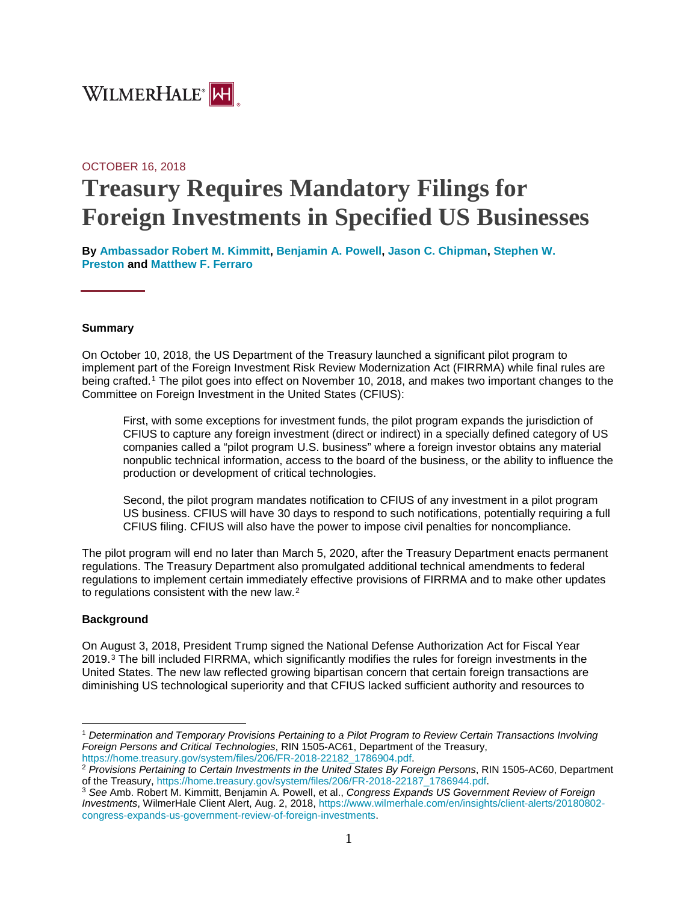WILMERHALE

OCTOBER 16, 2018

# Treasury Requires Mandatory Filings for Foreign Investments in Specified US Businesses

**By Ambassador Robert M. Kimmitt, Benjamin A. Powell, Jason C. Chipman, Stephen W. Preston and Matthew F. Ferraro**

**Summary**

On October 10, 2018, the US Department of the Treasury launched a significant pilot program to implement part of the Foreign Investment Risk Review Modernization Act (FIRRMA) while final rules are being crafted.[1] The pilot goes into effect on November 10, 2018, and makes two important changes to the Committee on Foreign Investment in the United States (CFIUS):

> First, with some exceptions for investment funds, the pilot program expands the jurisdiction of CFIUS to capture any foreign investment (direct or indirect) in a specially defined category of US companies called a "pilot program U.S. business" where a foreign investor obtains any material nonpublic technical information, access to the board of the business, or the ability to influence the production or development of critical technologies.
>
> Second, the pilot program mandates notification to CFIUS of any investment in a pilot program US business. CFIUS will have 30 days to respond to such notifications, potentially requiring a full CFIUS filing. CFIUS will also have the power to impose civil penalties for noncompliance.

The pilot program will end no later than March 5, 2020, after the Treasury Department enacts permanent regulations. The Treasury Department also promulgated additional technical amendments to federal regulations to implement certain immediately effective provisions of FIRRMA and to make other updates to regulations consistent with the new law.[2]

**Background**

On August 3, 2018, President Trump signed the National Defense Authorization Act for Fiscal Year 2019.[3] The bill included FIRRMA, which significantly modifies the rules for foreign investments in the United States. The new law reflected growing bipartisan concern that certain foreign transactions are diminishing US technological superiority and that CFIUS lacked sufficient authority and resources to

---

[1] *Determination and Temporary Provisions Pertaining to a Pilot Program to Review Certain Transactions Involving Foreign Persons and Critical Technologies*, RIN 1505-AC61, Department of the Treasury, https://home.treasury.gov/system/files/206/FR-2018-22182_1786904.pdf.

[2] *Provisions Pertaining to Certain Investments in the United States By Foreign Persons*, RIN 1505-AC60, Department of the Treasury, https://home.treasury.gov/system/files/206/FR-2018-22187_1786944.pdf.

[3] *See* Amb. Robert M. Kimmitt, Benjamin A. Powell, et al., *Congress Expands US Government Review of Foreign Investments*, WilmerHale Client Alert, Aug. 2, 2018, https://www.wilmerhale.com/en/insights/client-alerts/20180802-congress-expands-us-government-review-of-foreign-investments.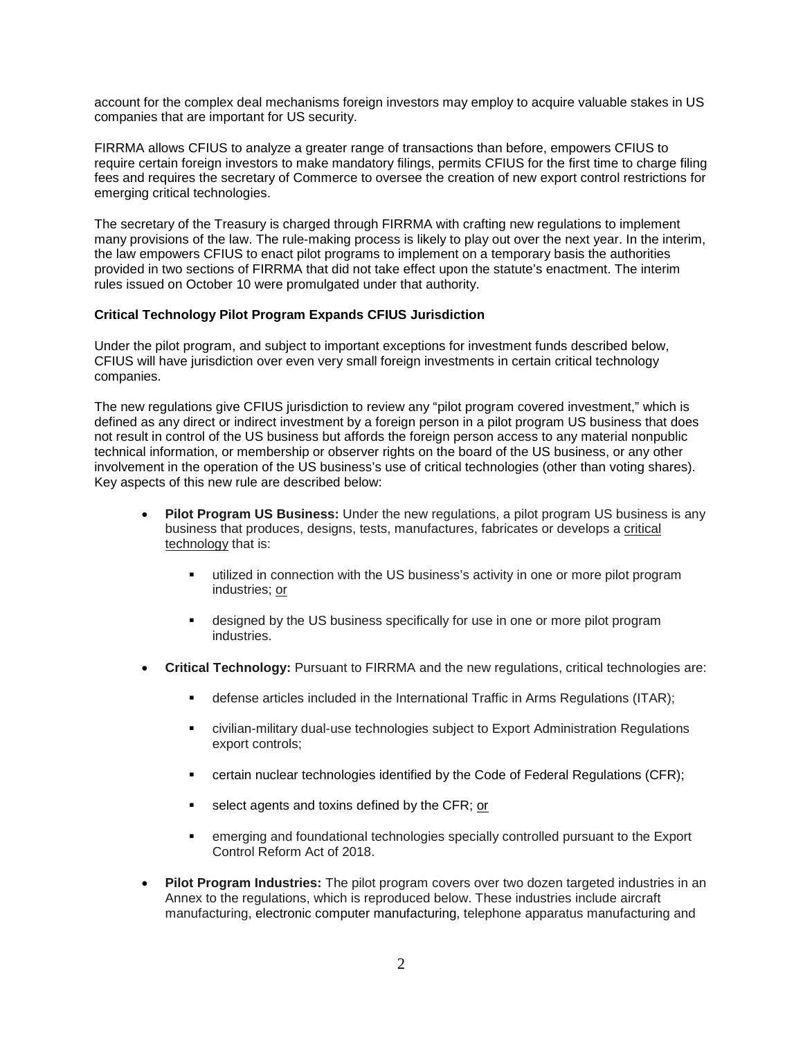account for the complex deal mechanisms foreign investors may employ to acquire valuable stakes in US companies that are important for US security.

FIRRMA allows CFIUS to analyze a greater range of transactions than before, empowers CFIUS to require certain foreign investors to make mandatory filings, permits CFIUS for the first time to charge filing fees and requires the secretary of Commerce to oversee the creation of new export control restrictions for emerging critical technologies.

The secretary of the Treasury is charged through FIRRMA with crafting new regulations to implement many provisions of the law. The rule-making process is likely to play out over the next year. In the interim, the law empowers CFIUS to enact pilot programs to implement on a temporary basis the authorities provided in two sections of FIRRMA that did not take effect upon the statute's enactment. The interim rules issued on October 10 were promulgated under that authority.

**Critical Technology Pilot Program Expands CFIUS Jurisdiction**

Under the pilot program, and subject to important exceptions for investment funds described below, CFIUS will have jurisdiction over even very small foreign investments in certain critical technology companies.

The new regulations give CFIUS jurisdiction to review any "pilot program covered investment," which is defined as any direct or indirect investment by a foreign person in a pilot program US business that does not result in control of the US business but affords the foreign person access to any material nonpublic technical information, or membership or observer rights on the board of the US business, or any other involvement in the operation of the US business's use of critical technologies (other than voting shares). Key aspects of this new rule are described below:

- **Pilot Program US Business:** Under the new regulations, a pilot program US business is any business that produces, designs, tests, manufactures, fabricates or develops a critical technology that is:
  - utilized in connection with the US business's activity in one or more pilot program industries; or
  - designed by the US business specifically for use in one or more pilot program industries.
- **Critical Technology:** Pursuant to FIRRMA and the new regulations, critical technologies are:
  - defense articles included in the International Traffic in Arms Regulations (ITAR);
  - civilian-military dual-use technologies subject to Export Administration Regulations export controls;
  - certain nuclear technologies identified by the Code of Federal Regulations (CFR);
  - select agents and toxins defined by the CFR; or
  - emerging and foundational technologies specially controlled pursuant to the Export Control Reform Act of 2018.
- **Pilot Program Industries:** The pilot program covers over two dozen targeted industries in an Annex to the regulations, which is reproduced below. These industries include aircraft manufacturing, electronic computer manufacturing, telephone apparatus manufacturing and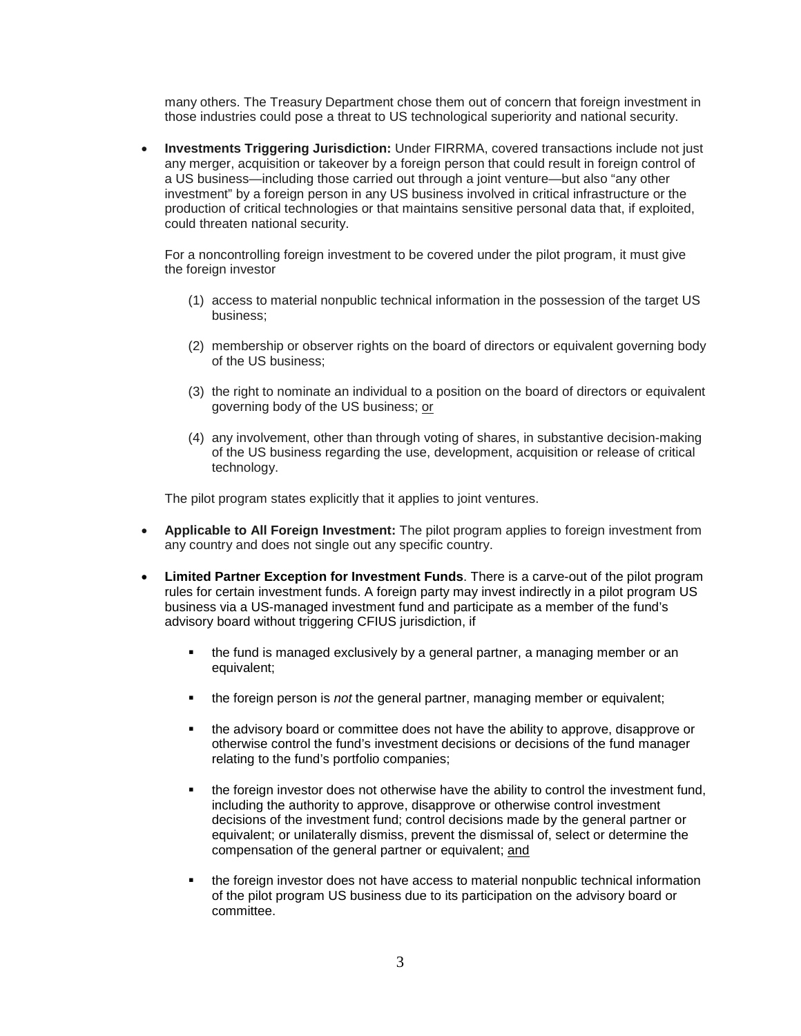many others. The Treasury Department chose them out of concern that foreign investment in those industries could pose a threat to US technological superiority and national security.

- **Investments Triggering Jurisdiction:** Under FIRRMA, covered transactions include not just any merger, acquisition or takeover by a foreign person that could result in foreign control of a US business—including those carried out through a joint venture—but also "any other investment" by a foreign person in any US business involved in critical infrastructure or the production of critical technologies or that maintains sensitive personal data that, if exploited, could threaten national security.

  For a noncontrolling foreign investment to be covered under the pilot program, it must give the foreign investor

  (1) access to material nonpublic technical information in the possession of the target US business;

  (2) membership or observer rights on the board of directors or equivalent governing body of the US business;

  (3) the right to nominate an individual to a position on the board of directors or equivalent governing body of the US business; or

  (4) any involvement, other than through voting of shares, in substantive decision-making of the US business regarding the use, development, acquisition or release of critical technology.

  The pilot program states explicitly that it applies to joint ventures.

- **Applicable to All Foreign Investment:** The pilot program applies to foreign investment from any country and does not single out any specific country.

- **Limited Partner Exception for Investment Funds**. There is a carve-out of the pilot program rules for certain investment funds. A foreign party may invest indirectly in a pilot program US business via a US-managed investment fund and participate as a member of the fund's advisory board without triggering CFIUS jurisdiction, if

  - the fund is managed exclusively by a general partner, a managing member or an equivalent;
  - the foreign person is *not* the general partner, managing member or equivalent;
  - the advisory board or committee does not have the ability to approve, disapprove or otherwise control the fund's investment decisions or decisions of the fund manager relating to the fund's portfolio companies;
  - the foreign investor does not otherwise have the ability to control the investment fund, including the authority to approve, disapprove or otherwise control investment decisions of the investment fund; control decisions made by the general partner or equivalent; or unilaterally dismiss, prevent the dismissal of, select or determine the compensation of the general partner or equivalent; and
  - the foreign investor does not have access to material nonpublic technical information of the pilot program US business due to its participation on the advisory board or committee.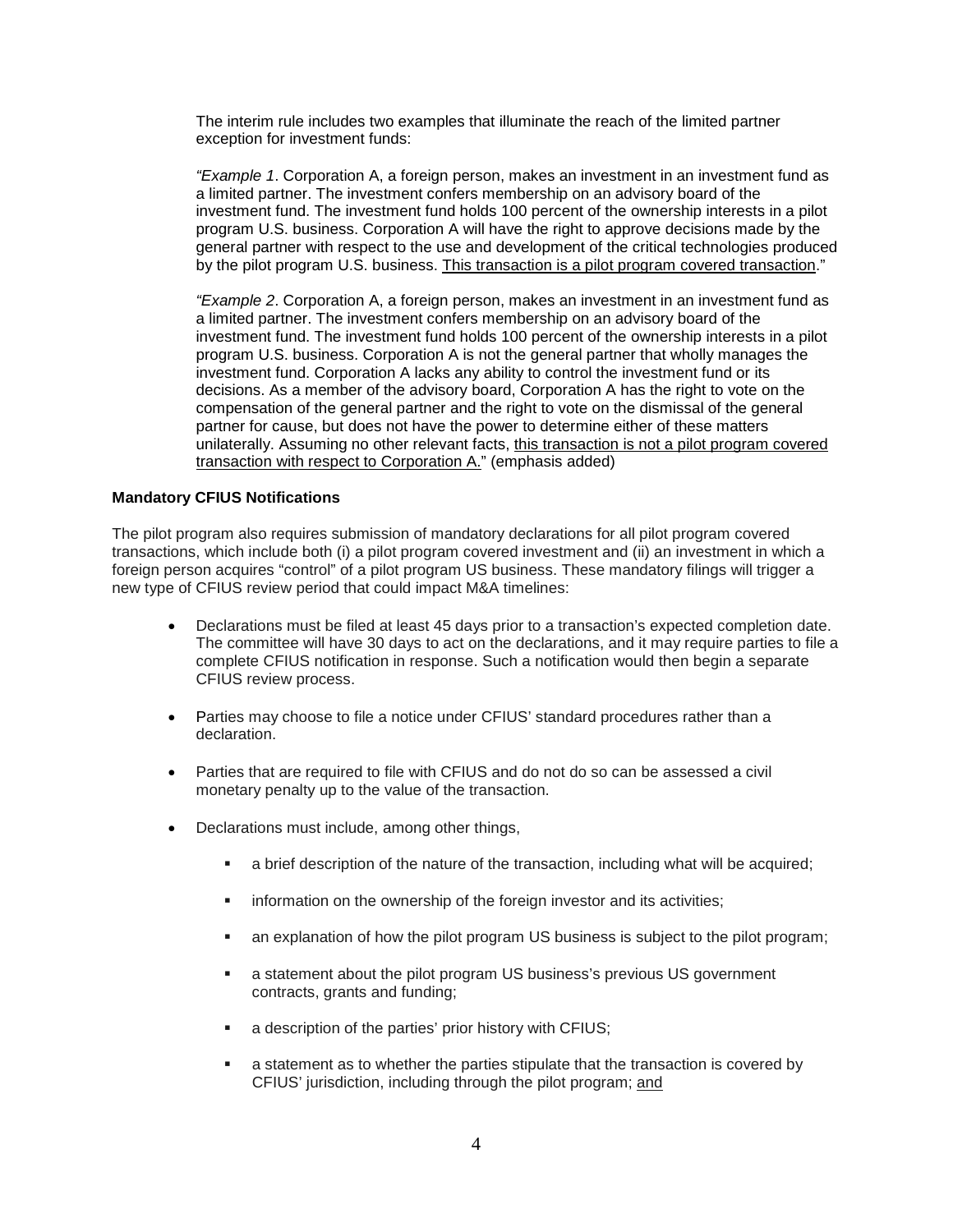The interim rule includes two examples that illuminate the reach of the limited partner exception for investment funds:

*"Example 1*. Corporation A, a foreign person, makes an investment in an investment fund as a limited partner. The investment confers membership on an advisory board of the investment fund. The investment fund holds 100 percent of the ownership interests in a pilot program U.S. business. Corporation A will have the right to approve decisions made by the general partner with respect to the use and development of the critical technologies produced by the pilot program U.S. business. <u>This transaction is a pilot program covered transaction</u>."

*"Example 2*. Corporation A, a foreign person, makes an investment in an investment fund as a limited partner. The investment confers membership on an advisory board of the investment fund. The investment fund holds 100 percent of the ownership interests in a pilot program U.S. business. Corporation A is not the general partner that wholly manages the investment fund. Corporation A lacks any ability to control the investment fund or its decisions. As a member of the advisory board, Corporation A has the right to vote on the compensation of the general partner and the right to vote on the dismissal of the general partner for cause, but does not have the power to determine either of these matters unilaterally. Assuming no other relevant facts, <u>this transaction is not a pilot program covered transaction with respect to Corporation A.</u>" (emphasis added)

**Mandatory CFIUS Notifications**

The pilot program also requires submission of mandatory declarations for all pilot program covered transactions, which include both (i) a pilot program covered investment and (ii) an investment in which a foreign person acquires "control" of a pilot program US business. These mandatory filings will trigger a new type of CFIUS review period that could impact M&A timelines:

- Declarations must be filed at least 45 days prior to a transaction's expected completion date. The committee will have 30 days to act on the declarations, and it may require parties to file a complete CFIUS notification in response. Such a notification would then begin a separate CFIUS review process.
- Parties may choose to file a notice under CFIUS' standard procedures rather than a declaration.
- Parties that are required to file with CFIUS and do not do so can be assessed a civil monetary penalty up to the value of the transaction.
- Declarations must include, among other things,
  - a brief description of the nature of the transaction, including what will be acquired;
  - information on the ownership of the foreign investor and its activities;
  - an explanation of how the pilot program US business is subject to the pilot program;
  - a statement about the pilot program US business's previous US government contracts, grants and funding;
  - a description of the parties' prior history with CFIUS;
  - a statement as to whether the parties stipulate that the transaction is covered by CFIUS' jurisdiction, including through the pilot program; <u>and</u>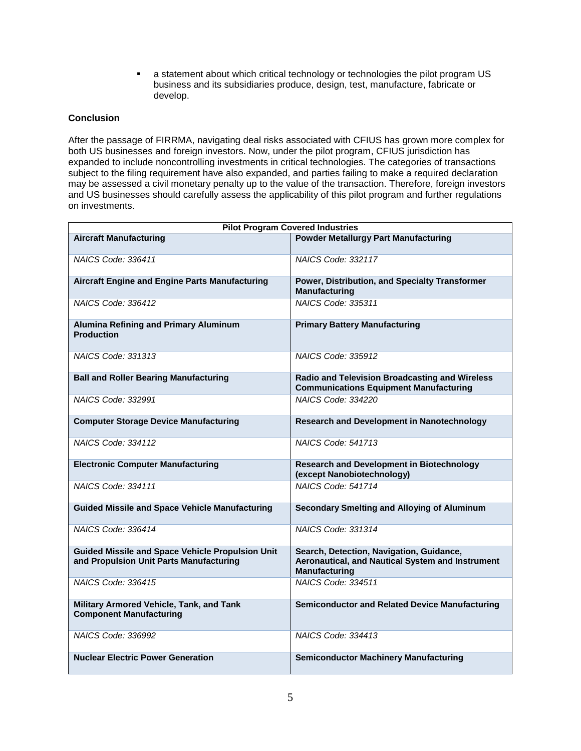- a statement about which critical technology or technologies the pilot program US business and its subsidiaries produce, design, test, manufacture, fabricate or develop.

**Conclusion**

After the passage of FIRRMA, navigating deal risks associated with CFIUS has grown more complex for both US businesses and foreign investors. Now, under the pilot program, CFIUS jurisdiction has expanded to include noncontrolling investments in critical technologies. The categories of transactions subject to the filing requirement have also expanded, and parties failing to make a required declaration may be assessed a civil monetary penalty up to the value of the transaction. Therefore, foreign investors and US businesses should carefully assess the applicability of this pilot program and further regulations on investments.

| **Pilot Program Covered Industries** | |
|---|---|
| **Aircraft Manufacturing** | **Powder Metallurgy Part Manufacturing** |
| *NAICS Code: 336411* | *NAICS Code: 332117* |
| **Aircraft Engine and Engine Parts Manufacturing** | **Power, Distribution, and Specialty Transformer Manufacturing** |
| *NAICS Code: 336412* | *NAICS Code: 335311* |
| **Alumina Refining and Primary Aluminum Production** | **Primary Battery Manufacturing** |
| *NAICS Code: 331313* | *NAICS Code: 335912* |
| **Ball and Roller Bearing Manufacturing** | **Radio and Television Broadcasting and Wireless Communications Equipment Manufacturing** |
| *NAICS Code: 332991* | *NAICS Code: 334220* |
| **Computer Storage Device Manufacturing** | **Research and Development in Nanotechnology** |
| *NAICS Code: 334112* | *NAICS Code: 541713* |
| **Electronic Computer Manufacturing** | **Research and Development in Biotechnology (except Nanobiotechnology)** |
| *NAICS Code: 334111* | *NAICS Code: 541714* |
| **Guided Missile and Space Vehicle Manufacturing** | **Secondary Smelting and Alloying of Aluminum** |
| *NAICS Code: 336414* | *NAICS Code: 331314* |
| **Guided Missile and Space Vehicle Propulsion Unit and Propulsion Unit Parts Manufacturing** | **Search, Detection, Navigation, Guidance, Aeronautical, and Nautical System and Instrument Manufacturing** |
| *NAICS Code: 336415* | *NAICS Code: 334511* |
| **Military Armored Vehicle, Tank, and Tank Component Manufacturing** | **Semiconductor and Related Device Manufacturing** |
| *NAICS Code: 336992* | *NAICS Code: 334413* |
| **Nuclear Electric Power Generation** | **Semiconductor Machinery Manufacturing** |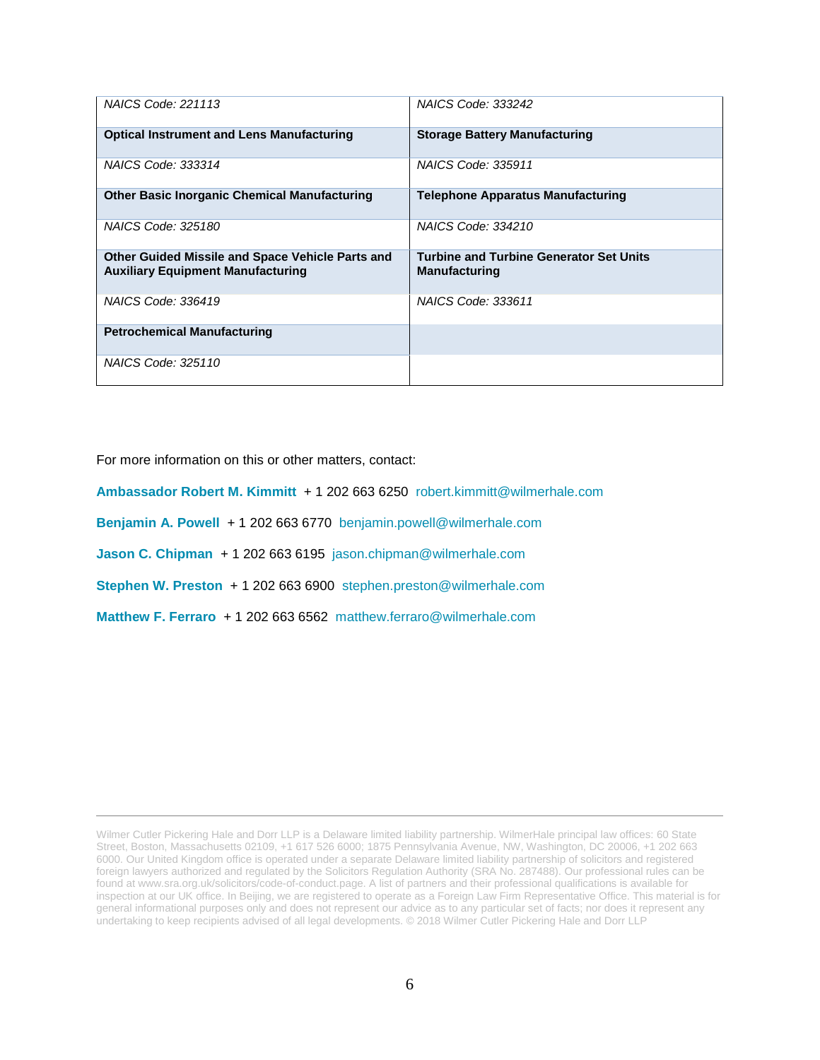| | |
|---|---|
| *NAICS Code: 221113* | *NAICS Code: 333242* |
| **Optical Instrument and Lens Manufacturing** | **Storage Battery Manufacturing** |
| *NAICS Code: 333314* | *NAICS Code: 335911* |
| **Other Basic Inorganic Chemical Manufacturing** | **Telephone Apparatus Manufacturing** |
| *NAICS Code: 325180* | *NAICS Code: 334210* |
| **Other Guided Missile and Space Vehicle Parts and Auxiliary Equipment Manufacturing** | **Turbine and Turbine Generator Set Units Manufacturing** |
| *NAICS Code: 336419* | *NAICS Code: 333611* |
| **Petrochemical Manufacturing** | |
| *NAICS Code: 325110* | |

For more information on this or other matters, contact:

**Ambassador Robert M. Kimmitt** + 1 202 663 6250 robert.kimmitt@wilmerhale.com

**Benjamin A. Powell** + 1 202 663 6770 benjamin.powell@wilmerhale.com

**Jason C. Chipman** + 1 202 663 6195 jason.chipman@wilmerhale.com

**Stephen W. Preston** + 1 202 663 6900 stephen.preston@wilmerhale.com

**Matthew F. Ferraro** + 1 202 663 6562 matthew.ferraro@wilmerhale.com

Wilmer Cutler Pickering Hale and Dorr LLP is a Delaware limited liability partnership. WilmerHale principal law offices: 60 State Street, Boston, Massachusetts 02109, +1 617 526 6000; 1875 Pennsylvania Avenue, NW, Washington, DC 20006, +1 202 663 6000. Our United Kingdom office is operated under a separate Delaware limited liability partnership of solicitors and registered foreign lawyers authorized and regulated by the Solicitors Regulation Authority (SRA No. 287488). Our professional rules can be found at www.sra.org.uk/solicitors/code-of-conduct.page. A list of partners and their professional qualifications is available for inspection at our UK office. In Beijing, we are registered to operate as a Foreign Law Firm Representative Office. This material is for general informational purposes only and does not represent our advice as to any particular set of facts; nor does it represent any undertaking to keep recipients advised of all legal developments. © 2018 Wilmer Cutler Pickering Hale and Dorr LLP